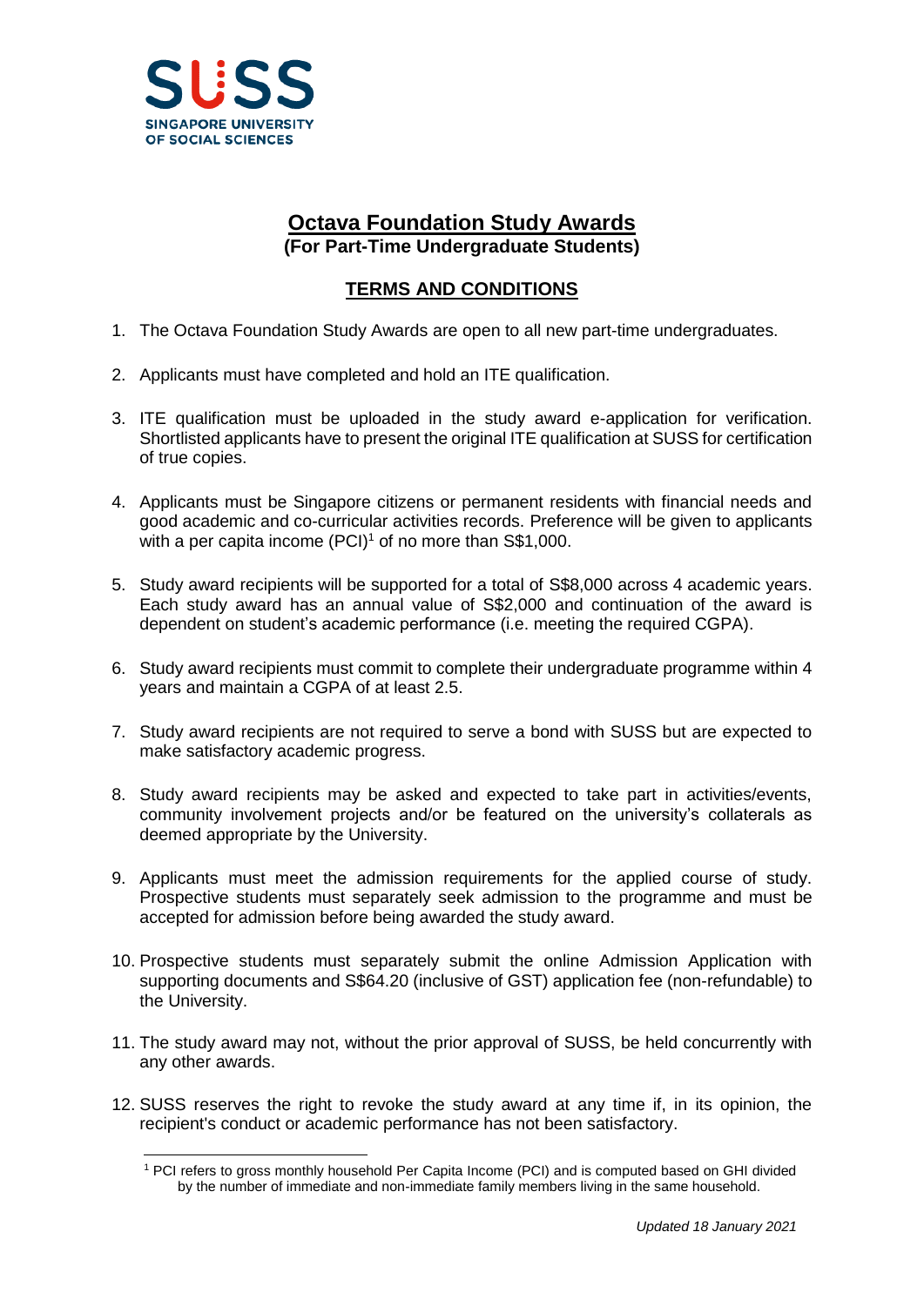SUSS
SINGAPORE UNIVERSITY OF SOCIAL SCIENCES

# Octava Foundation Study Awards

**(For Part-Time Undergraduate Students)**

## TERMS AND CONDITIONS

1. The Octava Foundation Study Awards are open to all new part-time undergraduates.

2. Applicants must have completed and hold an ITE qualification.

3. ITE qualification must be uploaded in the study award e-application for verification. Shortlisted applicants have to present the original ITE qualification at SUSS for certification of true copies.

4. Applicants must be Singapore citizens or permanent residents with financial needs and good academic and co-curricular activities records. Preference will be given to applicants with a per capita income (PCI)[1] of no more than S$1,000.

5. Study award recipients will be supported for a total of S$8,000 across 4 academic years. Each study award has an annual value of S$2,000 and continuation of the award is dependent on student's academic performance (i.e. meeting the required CGPA).

6. Study award recipients must commit to complete their undergraduate programme within 4 years and maintain a CGPA of at least 2.5.

7. Study award recipients are not required to serve a bond with SUSS but are expected to make satisfactory academic progress.

8. Study award recipients may be asked and expected to take part in activities/events, community involvement projects and/or be featured on the university's collaterals as deemed appropriate by the University.

9. Applicants must meet the admission requirements for the applied course of study. Prospective students must separately seek admission to the programme and must be accepted for admission before being awarded the study award.

10. Prospective students must separately submit the online Admission Application with supporting documents and S$64.20 (inclusive of GST) application fee (non-refundable) to the University.

11. The study award may not, without the prior approval of SUSS, be held concurrently with any other awards.

12. SUSS reserves the right to revoke the study award at any time if, in its opinion, the recipient's conduct or academic performance has not been satisfactory.

[1] PCI refers to gross monthly household Per Capita Income (PCI) and is computed based on GHI divided by the number of immediate and non-immediate family members living in the same household.

*Updated 18 January 2021*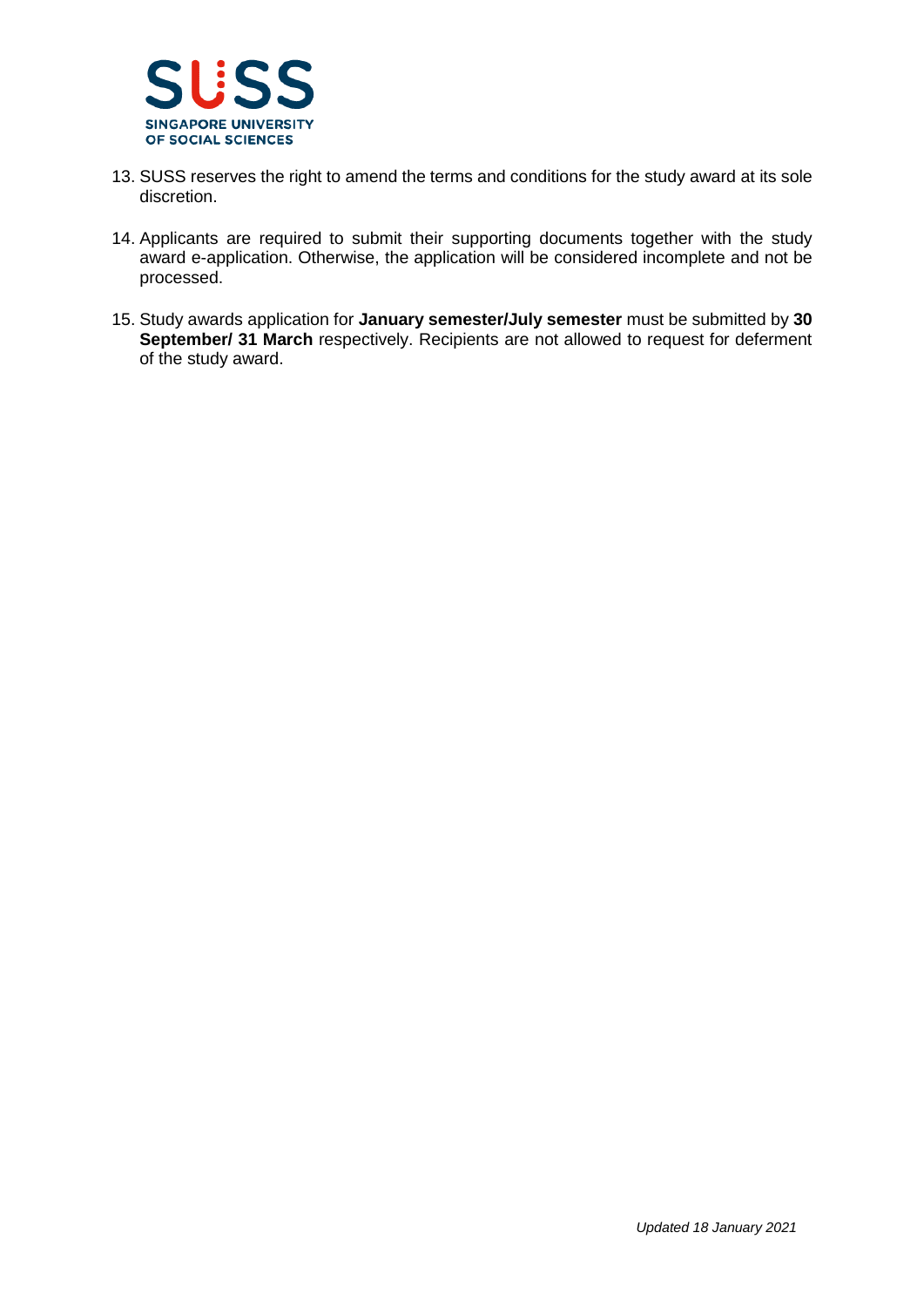13. SUSS reserves the right to amend the terms and conditions for the study award at its sole discretion.

14. Applicants are required to submit their supporting documents together with the study award e-application. Otherwise, the application will be considered incomplete and not be processed.

15. Study awards application for **January semester/July semester** must be submitted by **30 September/ 31 March** respectively. Recipients are not allowed to request for deferment of the study award.

*Updated 18 January 2021*